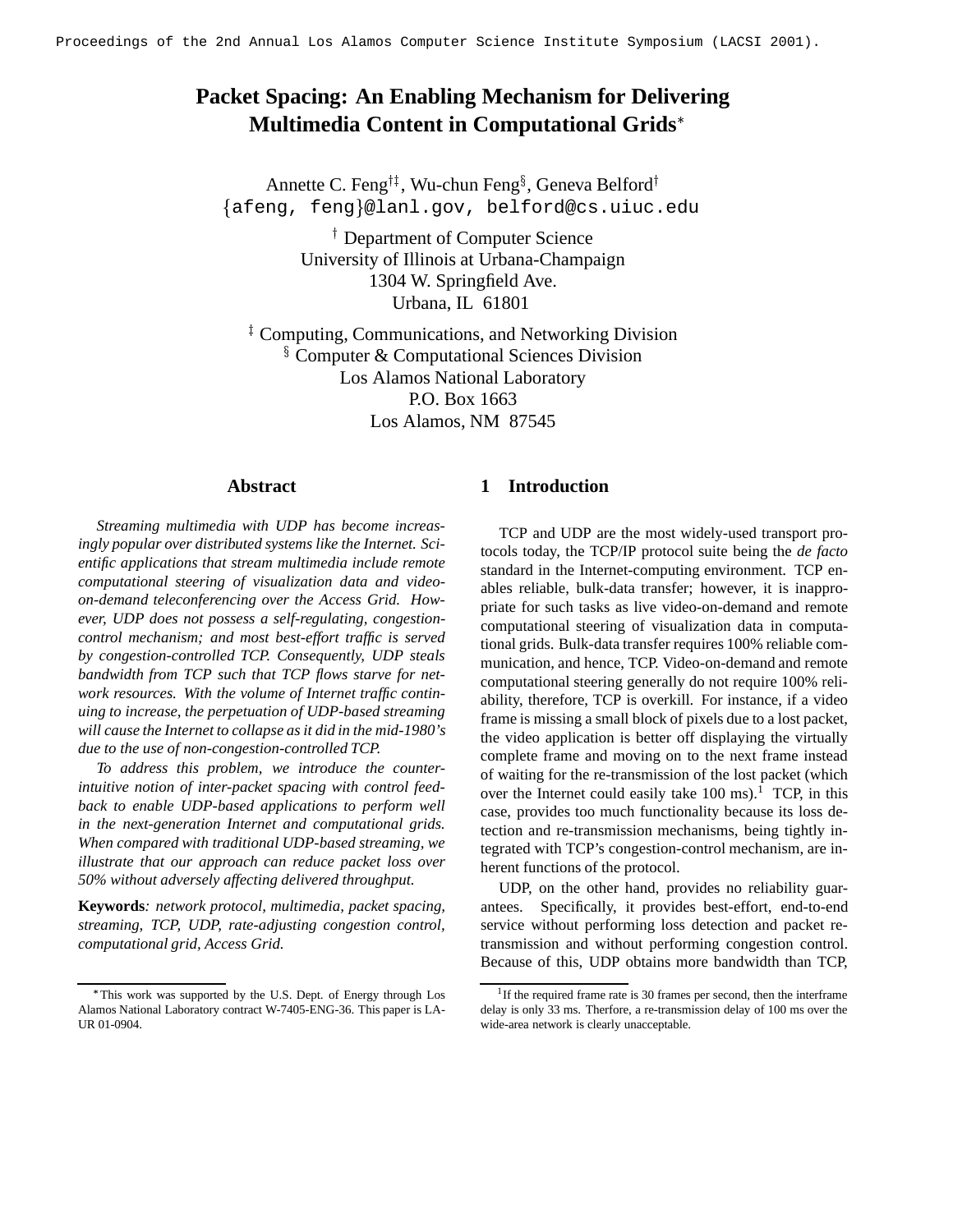# Packet Spacing: An Enabling Mechanism for Delivering Multimedia Content in Computational Grids*

Annette C. Feng[†‡], Wu-chun Feng[§], Geneva Belford[†]
{afeng, feng}@lanl.gov, belford@cs.uiuc.edu

[†] Department of Computer Science
University of Illinois at Urbana-Champaign
1304 W. Springfield Ave.
Urbana, IL 61801

[‡] Computing, Communications, and Networking Division
[§] Computer & Computational Sciences Division
Los Alamos National Laboratory
P.O. Box 1663
Los Alamos, NM 87545

## Abstract

*Streaming multimedia with UDP has become increasingly popular over distributed systems like the Internet. Scientific applications that stream multimedia include remote computational steering of visualization data and video-on-demand teleconferencing over the Access Grid. However, UDP does not possess a self-regulating, congestion-control mechanism; and most best-effort traffic is served by congestion-controlled TCP. Consequently, UDP steals bandwidth from TCP such that TCP flows starve for network resources. With the volume of Internet traffic continuing to increase, the perpetuation of UDP-based streaming will cause the Internet to collapse as it did in the mid-1980's due to the use of non-congestion-controlled TCP.*

*To address this problem, we introduce the counter-intuitive notion of inter-packet spacing with control feedback to enable UDP-based applications to perform well in the next-generation Internet and computational grids. When compared with traditional UDP-based streaming, we illustrate that our approach can reduce packet loss over 50% without adversely affecting delivered throughput.*

**Keywords***: network protocol, multimedia, packet spacing, streaming, TCP, UDP, rate-adjusting congestion control, computational grid, Access Grid.*

## 1 Introduction

TCP and UDP are the most widely-used transport protocols today, the TCP/IP protocol suite being the *de facto* standard in the Internet-computing environment. TCP enables reliable, bulk-data transfer; however, it is inappropriate for such tasks as live video-on-demand and remote computational steering of visualization data in computational grids. Bulk-data transfer requires 100% reliable communication, and hence, TCP. Video-on-demand and remote computational steering generally do not require 100% reliability, therefore, TCP is overkill. For instance, if a video frame is missing a small block of pixels due to a lost packet, the video application is better off displaying the virtually complete frame and moving on to the next frame instead of waiting for the re-transmission of the lost packet (which over the Internet could easily take 100 ms).[1] TCP, in this case, provides too much functionality because its loss detection and re-transmission mechanisms, being tightly integrated with TCP's congestion-control mechanism, are inherent functions of the protocol.

UDP, on the other hand, provides no reliability guarantees. Specifically, it provides best-effort, end-to-end service without performing loss detection and packet re-transmission and without performing congestion control. Because of this, UDP obtains more bandwidth than TCP,

*This work was supported by the U.S. Dept. of Energy through Los Alamos National Laboratory contract W-7405-ENG-36. This paper is LA-UR 01-0904.

[1] If the required frame rate is 30 frames per second, then the interframe delay is only 33 ms. Therfore, a re-transmission delay of 100 ms over the wide-area network is clearly unacceptable.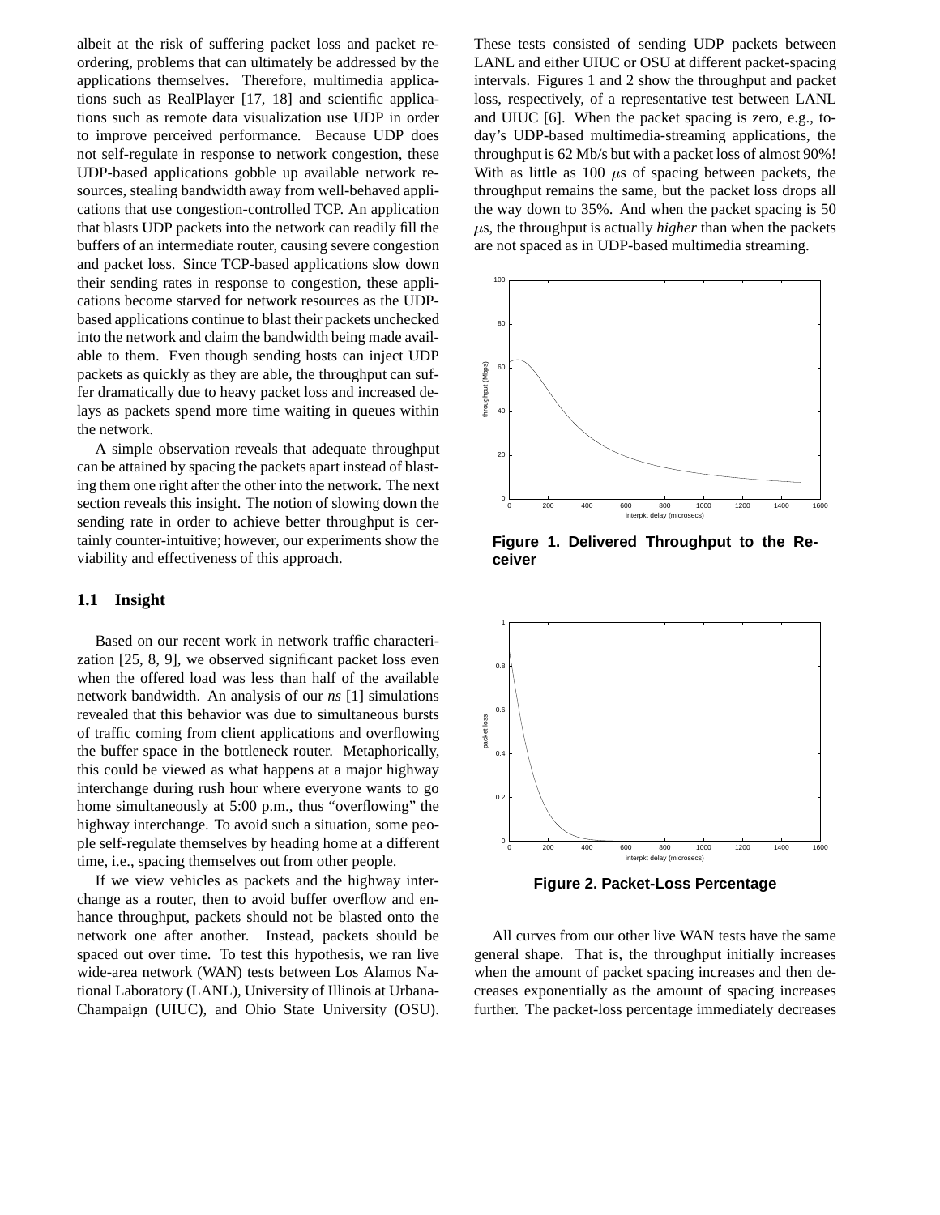albeit at the risk of suffering packet loss and packet reordering, problems that can ultimately be addressed by the applications themselves. Therefore, multimedia applications such as RealPlayer [17, 18] and scientific applications such as remote data visualization use UDP in order to improve perceived performance. Because UDP does not self-regulate in response to network congestion, these UDP-based applications gobble up available network resources, stealing bandwidth away from well-behaved applications that use congestion-controlled TCP. An application that blasts UDP packets into the network can readily fill the buffers of an intermediate router, causing severe congestion and packet loss. Since TCP-based applications slow down their sending rates in response to congestion, these applications become starved for network resources as the UDP-based applications continue to blast their packets unchecked into the network and claim the bandwidth being made available to them. Even though sending hosts can inject UDP packets as quickly as they are able, the throughput can suffer dramatically due to heavy packet loss and increased delays as packets spend more time waiting in queues within the network.

A simple observation reveals that adequate throughput can be attained by spacing the packets apart instead of blasting them one right after the other into the network. The next section reveals this insight. The notion of slowing down the sending rate in order to achieve better throughput is certainly counter-intuitive; however, our experiments show the viability and effectiveness of this approach.

### 1.1 Insight

Based on our recent work in network traffic characterization [25, 8, 9], we observed significant packet loss even when the offered load was less than half of the available network bandwidth. An analysis of our *ns* [1] simulations revealed that this behavior was due to simultaneous bursts of traffic coming from client applications and overflowing the buffer space in the bottleneck router. Metaphorically, this could be viewed as what happens at a major highway interchange during rush hour where everyone wants to go home simultaneously at 5:00 p.m., thus "overflowing" the highway interchange. To avoid such a situation, some people self-regulate themselves by heading home at a different time, i.e., spacing themselves out from other people.

If we view vehicles as packets and the highway interchange as a router, then to avoid buffer overflow and enhance throughput, packets should not be blasted onto the network one after another. Instead, packets should be spaced out over time. To test this hypothesis, we ran live wide-area network (WAN) tests between Los Alamos National Laboratory (LANL), University of Illinois at Urbana-Champaign (UIUC), and Ohio State University (OSU). These tests consisted of sending UDP packets between LANL and either UIUC or OSU at different packet-spacing intervals. Figures 1 and 2 show the throughput and packet loss, respectively, of a representative test between LANL and UIUC [6]. When the packet spacing is zero, e.g., today's UDP-based multimedia-streaming applications, the throughput is 62 Mb/s but with a packet loss of almost 90%! With as little as 100 $\mu$s of spacing between packets, the throughput remains the same, but the packet loss drops all the way down to 35%. And when the packet spacing is 50 $\mu$s, the throughput is actually *higher* than when the packets are not spaced as in UDP-based multimedia streaming.

throughput (Mbps)
100
80
60
40
20
0
0 200 400 600 800 1000 1200 1400 1600
interpkt delay (microsecs)

**Figure 1. Delivered Throughput to the Receiver**

packet loss
1
0.8
0.6
0.4
0.2
0
0 200 400 600 800 1000 1200 1400 1600
interpkt delay (microsecs)

**Figure 2. Packet-Loss Percentage**

All curves from our other live WAN tests have the same general shape. That is, the throughput initially increases when the amount of packet spacing increases and then decreases exponentially as the amount of spacing increases further. The packet-loss percentage immediately decreases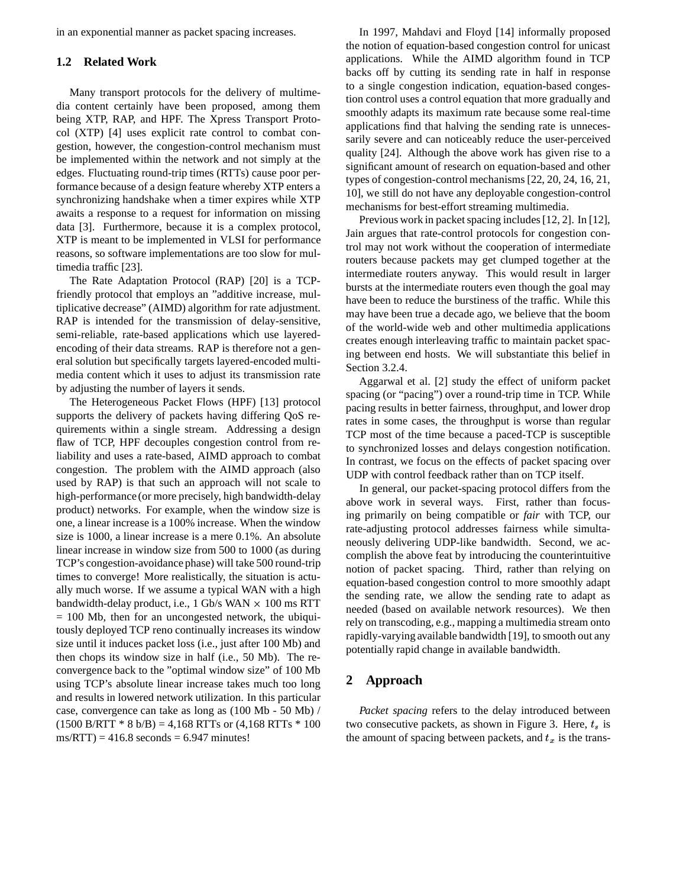in an exponential manner as packet spacing increases.

### 1.2 Related Work

Many transport protocols for the delivery of multimedia content certainly have been proposed, among them being XTP, RAP, and HPF. The Xpress Transport Protocol (XTP) [4] uses explicit rate control to combat congestion, however, the congestion-control mechanism must be implemented within the network and not simply at the edges. Fluctuating round-trip times (RTTs) cause poor performance because of a design feature whereby XTP enters a synchronizing handshake when a timer expires while XTP awaits a response to a request for information on missing data [3]. Furthermore, because it is a complex protocol, XTP is meant to be implemented in VLSI for performance reasons, so software implementations are too slow for multimedia traffic [23].

The Rate Adaptation Protocol (RAP) [20] is a TCP-friendly protocol that employs an "additive increase, multiplicative decrease" (AIMD) algorithm for rate adjustment. RAP is intended for the transmission of delay-sensitive, semi-reliable, rate-based applications which use layered-encoding of their data streams. RAP is therefore not a general solution but specifically targets layered-encoded multimedia content which it uses to adjust its transmission rate by adjusting the number of layers it sends.

The Heterogeneous Packet Flows (HPF) [13] protocol supports the delivery of packets having differing QoS requirements within a single stream. Addressing a design flaw of TCP, HPF decouples congestion control from reliability and uses a rate-based, AIMD approach to combat congestion. The problem with the AIMD approach (also used by RAP) is that such an approach will not scale to high-performance (or more precisely, high bandwidth-delay product) networks. For example, when the window size is one, a linear increase is a 100% increase. When the window size is 1000, a linear increase is a mere 0.1%. An absolute linear increase in window size from 500 to 1000 (as during TCP's congestion-avoidance phase) will take 500 round-trip times to converge! More realistically, the situation is actually much worse. If we assume a typical WAN with a high bandwidth-delay product, i.e., 1 Gb/s WAN $\times$ 100 ms RTT = 100 Mb, then for an uncongested network, the ubiquitously deployed TCP reno continually increases its window size until it induces packet loss (i.e., just after 100 Mb) and then chops its window size in half (i.e., 50 Mb). The reconvergence back to the "optimal window size" of 100 Mb using TCP's absolute linear increase takes much too long and results in lowered network utilization. In this particular case, convergence can take as long as (100 Mb - 50 Mb) / (1500 B/RTT * 8 b/B) = 4,168 RTTs or (4,168 RTTs * 100 ms/RTT) = 416.8 seconds = 6.947 minutes!

In 1997, Mahdavi and Floyd [14] informally proposed the notion of equation-based congestion control for unicast applications. While the AIMD algorithm found in TCP backs off by cutting its sending rate in half in response to a single congestion indication, equation-based congestion control uses a control equation that more gradually and smoothly adapts its maximum rate because some real-time applications find that halving the sending rate is unnecessarily severe and can noticeably reduce the user-perceived quality [24]. Although the above work has given rise to a significant amount of research on equation-based and other types of congestion-control mechanisms [22, 20, 24, 16, 21, 10], we still do not have any deployable congestion-control mechanisms for best-effort streaming multimedia.

Previous work in packet spacing includes [12, 2]. In [12], Jain argues that rate-control protocols for congestion control may not work without the cooperation of intermediate routers because packets may get clumped together at the intermediate routers anyway. This would result in larger bursts at the intermediate routers even though the goal may have been to reduce the burstiness of the traffic. While this may have been true a decade ago, we believe that the boom of the world-wide web and other multimedia applications creates enough interleaving traffic to maintain packet spacing between end hosts. We will substantiate this belief in Section 3.2.4.

Aggarwal et al. [2] study the effect of uniform packet spacing (or "pacing") over a round-trip time in TCP. While pacing results in better fairness, throughput, and lower drop rates in some cases, the throughput is worse than regular TCP most of the time because a paced-TCP is susceptible to synchronized losses and delays congestion notification. In contrast, we focus on the effects of packet spacing over UDP with control feedback rather than on TCP itself.

In general, our packet-spacing protocol differs from the above work in several ways. First, rather than focusing primarily on being compatible or *fair* with TCP, our rate-adjusting protocol addresses fairness while simultaneously delivering UDP-like bandwidth. Second, we accomplish the above feat by introducing the counterintuitive notion of packet spacing. Third, rather than relying on equation-based congestion control to more smoothly adapt the sending rate, we allow the sending rate to adapt as needed (based on available network resources). We then rely on transcoding, e.g., mapping a multimedia stream onto rapidly-varying available bandwidth [19], to smooth out any potentially rapid change in available bandwidth.

## 2 Approach

*Packet spacing* refers to the delay introduced between two consecutive packets, as shown in Figure 3. Here, $t_s$ is the amount of spacing between packets, and $t_x$ is the trans-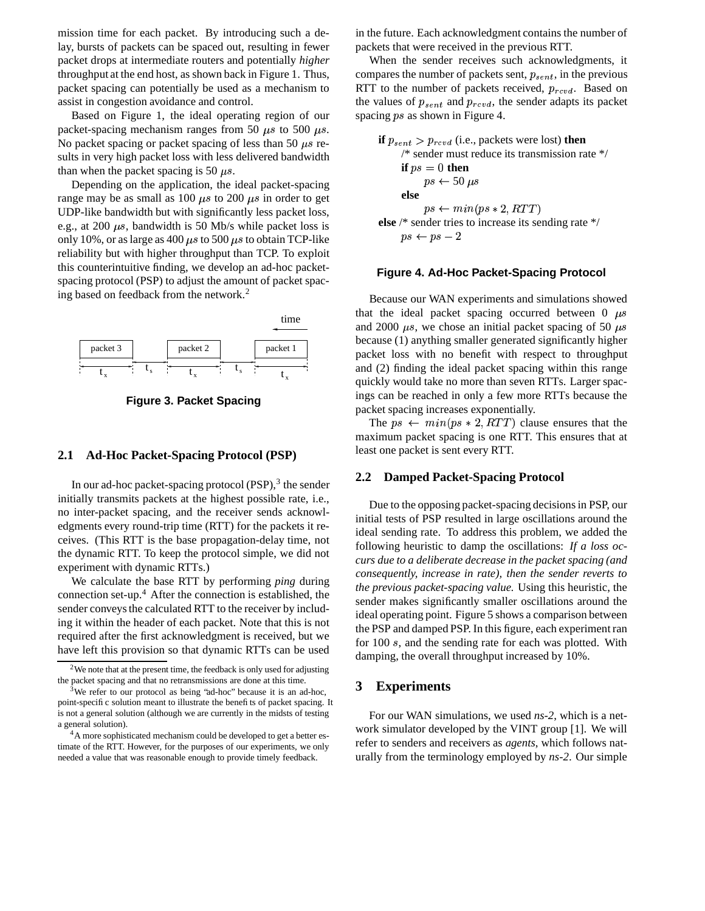mission time for each packet. By introducing such a delay, bursts of packets can be spaced out, resulting in fewer packet drops at intermediate routers and potentially *higher* throughput at the end host, as shown back in Figure 1. Thus, packet spacing can potentially be used as a mechanism to assist in congestion avoidance and control.

Based on Figure 1, the ideal operating region of our packet-spacing mechanism ranges from 50 $\mu s$ to 500 $\mu s$. No packet spacing or packet spacing of less than 50 $\mu s$ results in very high packet loss with less delivered bandwidth than when the packet spacing is 50 $\mu s$.

Depending on the application, the ideal packet-spacing range may be as small as 100 $\mu s$ to 200 $\mu s$ in order to get UDP-like bandwidth but with significantly less packet loss, e.g., at 200 $\mu s$, bandwidth is 50 Mb/s while packet loss is only 10%, or as large as 400 $\mu s$ to 500 $\mu s$ to obtain TCP-like reliability but with higher throughput than TCP. To exploit this counterintuitive finding, we develop an ad-hoc packet-spacing protocol (PSP) to adjust the amount of packet spacing based on feedback from the network.[2]

Figure 3. Packet Spacing

## 2.1 Ad-Hoc Packet-Spacing Protocol (PSP)

In our ad-hoc packet-spacing protocol (PSP),[3] the sender initially transmits packets at the highest possible rate, i.e., no inter-packet spacing, and the receiver sends acknowledgments every round-trip time (RTT) for the packets it receives. (This RTT is the base propagation-delay time, not the dynamic RTT. To keep the protocol simple, we did not experiment with dynamic RTTs.)

We calculate the base RTT by performing *ping* during connection set-up.[4] After the connection is established, the sender conveys the calculated RTT to the receiver by including it within the header of each packet. Note that this is not required after the first acknowledgment is received, but we have left this provision so that dynamic RTTs can be used in the future. Each acknowledgment contains the number of packets that were received in the previous RTT.

When the sender receives such acknowledgments, it compares the number of packets sent, $p_{sent}$, in the previous RTT to the number of packets received, $p_{rcvd}$. Based on the values of $p_{sent}$ and $p_{rcvd}$, the sender adapts its packet spacing $ps$ as shown in Figure 4.

**if** $p_{sent} > p_{rcvd}$ (i.e., packets were lost) **then**
&nbsp;&nbsp;&nbsp;&nbsp;/* sender must reduce its transmission rate */
&nbsp;&nbsp;&nbsp;&nbsp;**if** $ps = 0$ **then**
&nbsp;&nbsp;&nbsp;&nbsp;&nbsp;&nbsp;&nbsp;&nbsp;$ps \leftarrow 50\ \mu s$
&nbsp;&nbsp;&nbsp;&nbsp;**else**
&nbsp;&nbsp;&nbsp;&nbsp;&nbsp;&nbsp;&nbsp;&nbsp;$ps \leftarrow min(ps * 2, RTT)$
**else** /* sender tries to increase its sending rate */
&nbsp;&nbsp;&nbsp;&nbsp;$ps \leftarrow ps - 2$

**Figure 4. Ad-Hoc Packet-Spacing Protocol**

Because our WAN experiments and simulations showed that the ideal packet spacing occurred between 0 $\mu s$ and 2000 $\mu s$, we chose an initial packet spacing of 50 $\mu s$ because (1) anything smaller generated significantly higher packet loss with no benefit with respect to throughput and (2) finding the ideal packet spacing within this range quickly would take no more than seven RTTs. Larger spacings can be reached in only a few more RTTs because the packet spacing increases exponentially.

The $ps \leftarrow min(ps * 2, RTT)$ clause ensures that the maximum packet spacing is one RTT. This ensures that at least one packet is sent every RTT.

## 2.2 Damped Packet-Spacing Protocol

Due to the opposing packet-spacing decisions in PSP, our initial tests of PSP resulted in large oscillations around the ideal sending rate. To address this problem, we added the following heuristic to damp the oscillations: *If a loss occurs due to a deliberate decrease in the packet spacing (and consequently, increase in rate), then the sender reverts to the previous packet-spacing value.* Using this heuristic, the sender makes significantly smaller oscillations around the ideal operating point. Figure 5 shows a comparison between the PSP and damped PSP. In this figure, each experiment ran for 100 $s$, and the sending rate for each was plotted. With damping, the overall throughput increased by 10%.

# 3 Experiments

For our WAN simulations, we used *ns-2*, which is a network simulator developed by the VINT group [1]. We will refer to senders and receivers as *agents*, which follows naturally from the terminology employed by *ns-2*. Our simple

[2] We note that at the present time, the feedback is only used for adjusting the packet spacing and that no retransmissions are done at this time.

[3] We refer to our protocol as being "ad-hoc" because it is an ad-hoc, point-specific solution meant to illustrate the benefits of packet spacing. It is not a general solution (although we are currently in the midsts of testing a general solution).

[4] A more sophisticated mechanism could be developed to get a better estimate of the RTT. However, for the purposes of our experiments, we only needed a value that was reasonable enough to provide timely feedback.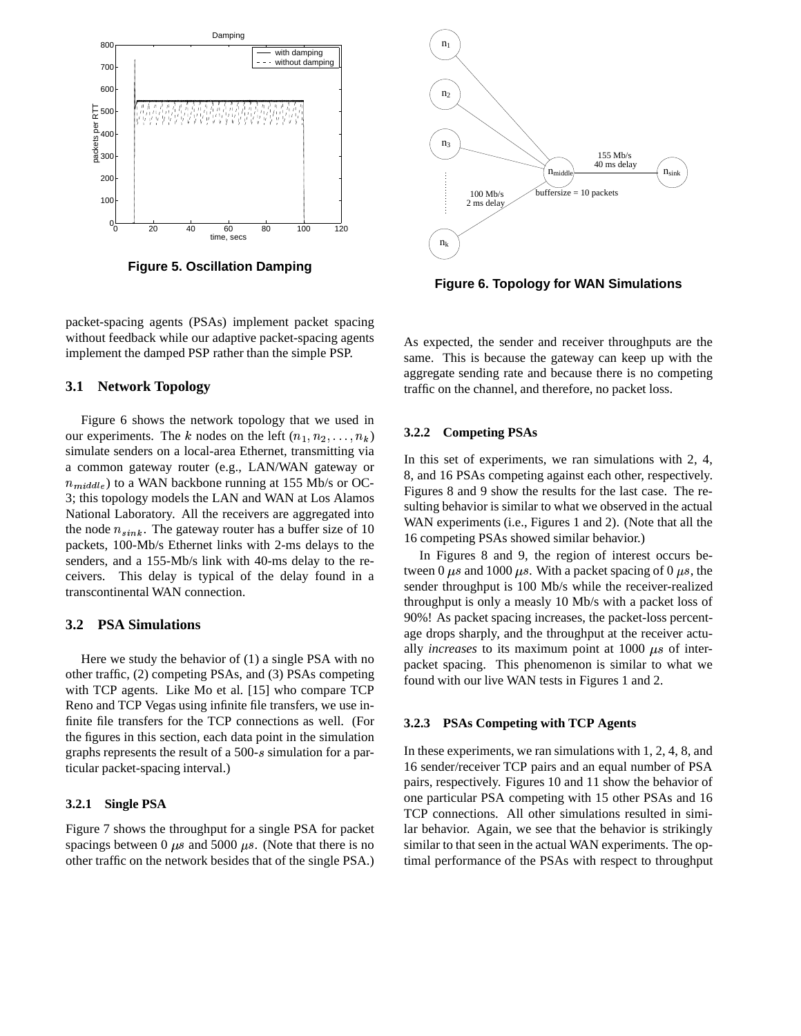Figure 5. Oscillation Damping

Figure 6. Topology for WAN Simulations

packet-spacing agents (PSAs) implement packet spacing without feedback while our adaptive packet-spacing agents implement the damped PSP rather than the simple PSP.

### 3.1 Network Topology

Figure 6 shows the network topology that we used in our experiments. The $k$ nodes on the left $(n_1, n_2, \ldots, n_k)$ simulate senders on a local-area Ethernet, transmitting via a common gateway router (e.g., LAN/WAN gateway or $n_{middle}$) to a WAN backbone running at 155 Mb/s or OC-3; this topology models the LAN and WAN at Los Alamos National Laboratory. All the receivers are aggregated into the node $n_{sink}$. The gateway router has a buffer size of 10 packets, 100-Mb/s Ethernet links with 2-ms delays to the senders, and a 155-Mb/s link with 40-ms delay to the receivers. This delay is typical of the delay found in a transcontinental WAN connection.

### 3.2 PSA Simulations

Here we study the behavior of (1) a single PSA with no other traffic, (2) competing PSAs, and (3) PSAs competing with TCP agents. Like Mo et al. [15] who compare TCP Reno and TCP Vegas using infinite file transfers, we use infinite file transfers for the TCP connections as well. (For the figures in this section, each data point in the simulation graphs represents the result of a 500-$s$ simulation for a particular packet-spacing interval.)

#### 3.2.1 Single PSA

Figure 7 shows the throughput for a single PSA for packet spacings between 0 $\mu s$ and 5000 $\mu s$. (Note that there is no other traffic on the network besides that of the single PSA.) As expected, the sender and receiver throughputs are the same. This is because the gateway can keep up with the aggregate sending rate and because there is no competing traffic on the channel, and therefore, no packet loss.

#### 3.2.2 Competing PSAs

In this set of experiments, we ran simulations with 2, 4, 8, and 16 PSAs competing against each other, respectively. Figures 8 and 9 show the results for the last case. The resulting behavior is similar to what we observed in the actual WAN experiments (i.e., Figures 1 and 2). (Note that all the 16 competing PSAs showed similar behavior.)

In Figures 8 and 9, the region of interest occurs between 0 $\mu s$ and 1000 $\mu s$. With a packet spacing of 0 $\mu s$, the sender throughput is 100 Mb/s while the receiver-realized throughput is only a measly 10 Mb/s with a packet loss of 90%! As packet spacing increases, the packet-loss percentage drops sharply, and the throughput at the receiver actually *increases* to its maximum point at 1000 $\mu s$ of inter-packet spacing. This phenomenon is similar to what we found with our live WAN tests in Figures 1 and 2.

#### 3.2.3 PSAs Competing with TCP Agents

In these experiments, we ran simulations with 1, 2, 4, 8, and 16 sender/receiver TCP pairs and an equal number of PSA pairs, respectively. Figures 10 and 11 show the behavior of one particular PSA competing with 15 other PSAs and 16 TCP connections. All other simulations resulted in similar behavior. Again, we see that the behavior is strikingly similar to that seen in the actual WAN experiments. The optimal performance of the PSAs with respect to throughput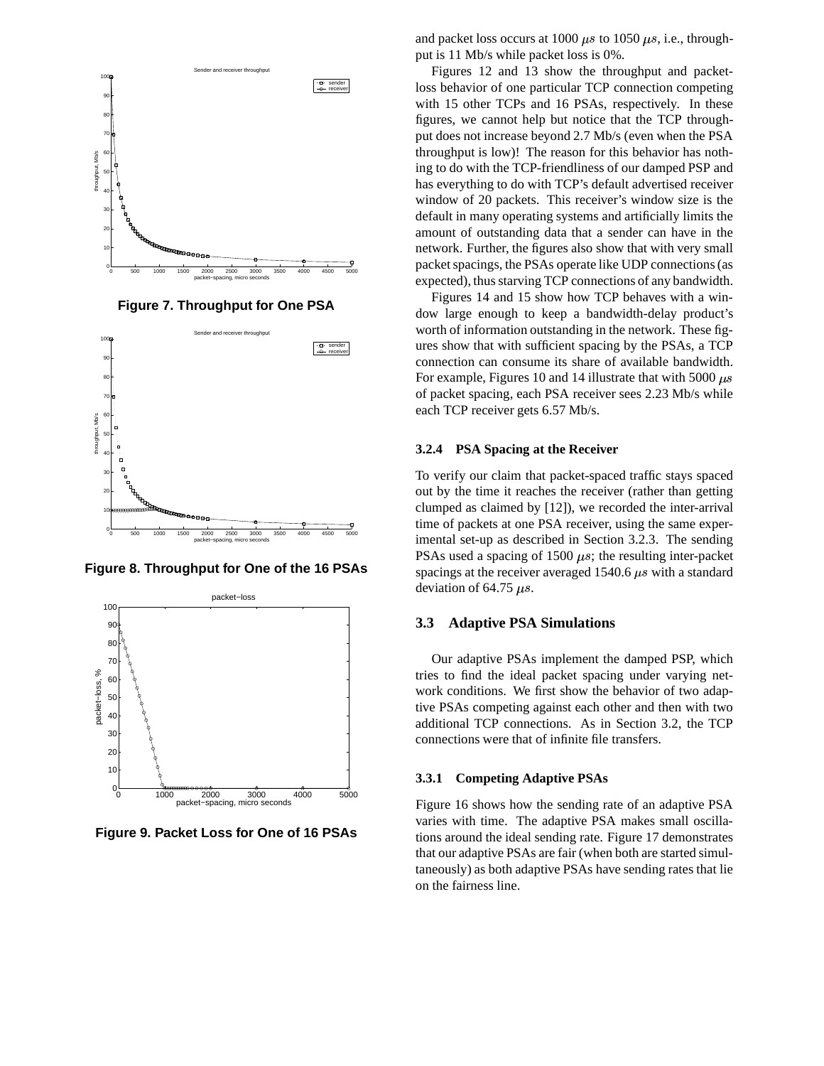Figure 7. Throughput for One PSA

Figure 8. Throughput for One of the 16 PSAs

Figure 9. Packet Loss for One of 16 PSAs

and packet loss occurs at 1000 $\mu s$ to 1050 $\mu s$, i.e., throughput is 11 Mb/s while packet loss is 0%.

Figures 12 and 13 show the throughput and packet-loss behavior of one particular TCP connection competing with 15 other TCPs and 16 PSAs, respectively. In these figures, we cannot help but notice that the TCP throughput does not increase beyond 2.7 Mb/s (even when the PSA throughput is low)! The reason for this behavior has nothing to do with the TCP-friendliness of our damped PSP and has everything to do with TCP's default advertised receiver window of 20 packets. This receiver's window size is the default in many operating systems and artificially limits the amount of outstanding data that a sender can have in the network. Further, the figures also show that with very small packet spacings, the PSAs operate like UDP connections (as expected), thus starving TCP connections of any bandwidth.

Figures 14 and 15 show how TCP behaves with a window large enough to keep a bandwidth-delay product's worth of information outstanding in the network. These figures show that with sufficient spacing by the PSAs, a TCP connection can consume its share of available bandwidth. For example, Figures 10 and 14 illustrate that with 5000 $\mu s$ of packet spacing, each PSA receiver sees 2.23 Mb/s while each TCP receiver gets 6.57 Mb/s.

#### 3.2.4 PSA Spacing at the Receiver

To verify our claim that packet-spaced traffic stays spaced out by the time it reaches the receiver (rather than getting clumped as claimed by [12]), we recorded the inter-arrival time of packets at one PSA receiver, using the same experimental set-up as described in Section 3.2.3. The sending PSAs used a spacing of 1500 $\mu s$; the resulting inter-packet spacings at the receiver averaged 1540.6 $\mu s$ with a standard deviation of 64.75 $\mu s$.

### 3.3 Adaptive PSA Simulations

Our adaptive PSAs implement the damped PSP, which tries to find the ideal packet spacing under varying network conditions. We first show the behavior of two adaptive PSAs competing against each other and then with two additional TCP connections. As in Section 3.2, the TCP connections were that of infinite file transfers.

#### 3.3.1 Competing Adaptive PSAs

Figure 16 shows how the sending rate of an adaptive PSA varies with time. The adaptive PSA makes small oscillations around the ideal sending rate. Figure 17 demonstrates that our adaptive PSAs are fair (when both are started simultaneously) as both adaptive PSAs have sending rates that lie on the fairness line.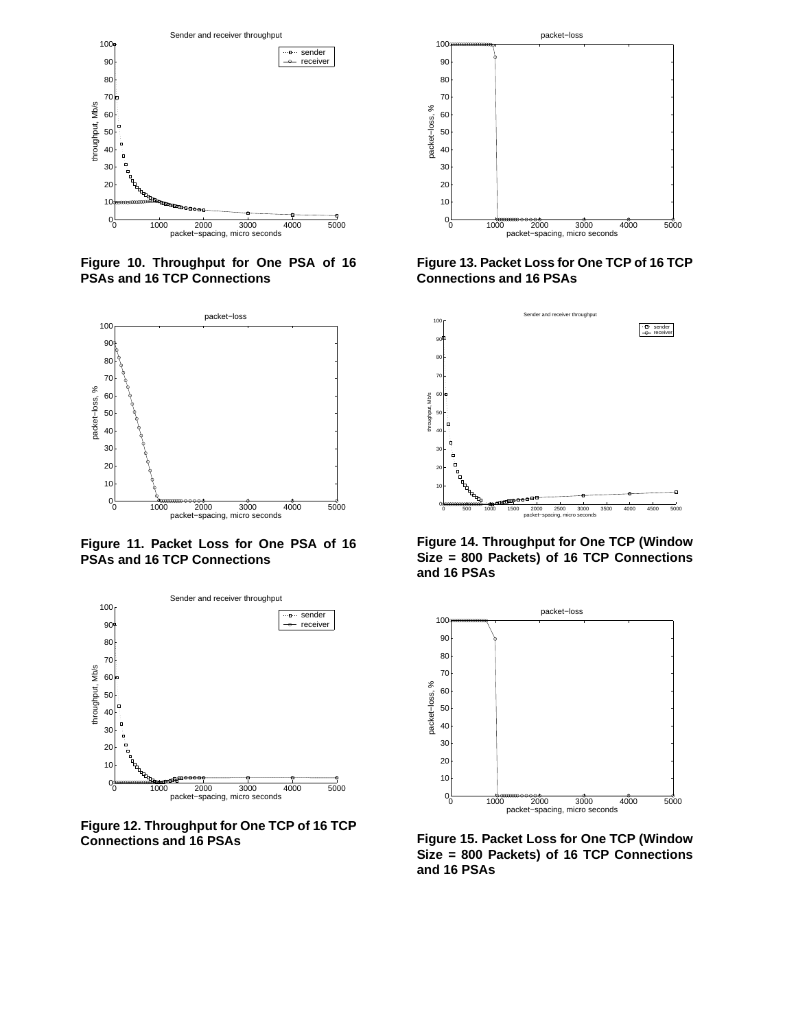Figure 10. Throughput for One PSA of 16 PSAs and 16 TCP Connections

Figure 11. Packet Loss for One PSA of 16 PSAs and 16 TCP Connections

Figure 12. Throughput for One TCP of 16 TCP Connections and 16 PSAs

Figure 13. Packet Loss for One TCP of 16 TCP Connections and 16 PSAs

Figure 14. Throughput for One TCP (Window Size = 800 Packets) of 16 TCP Connections and 16 PSAs

Figure 15. Packet Loss for One TCP (Window Size = 800 Packets) of 16 TCP Connections and 16 PSAs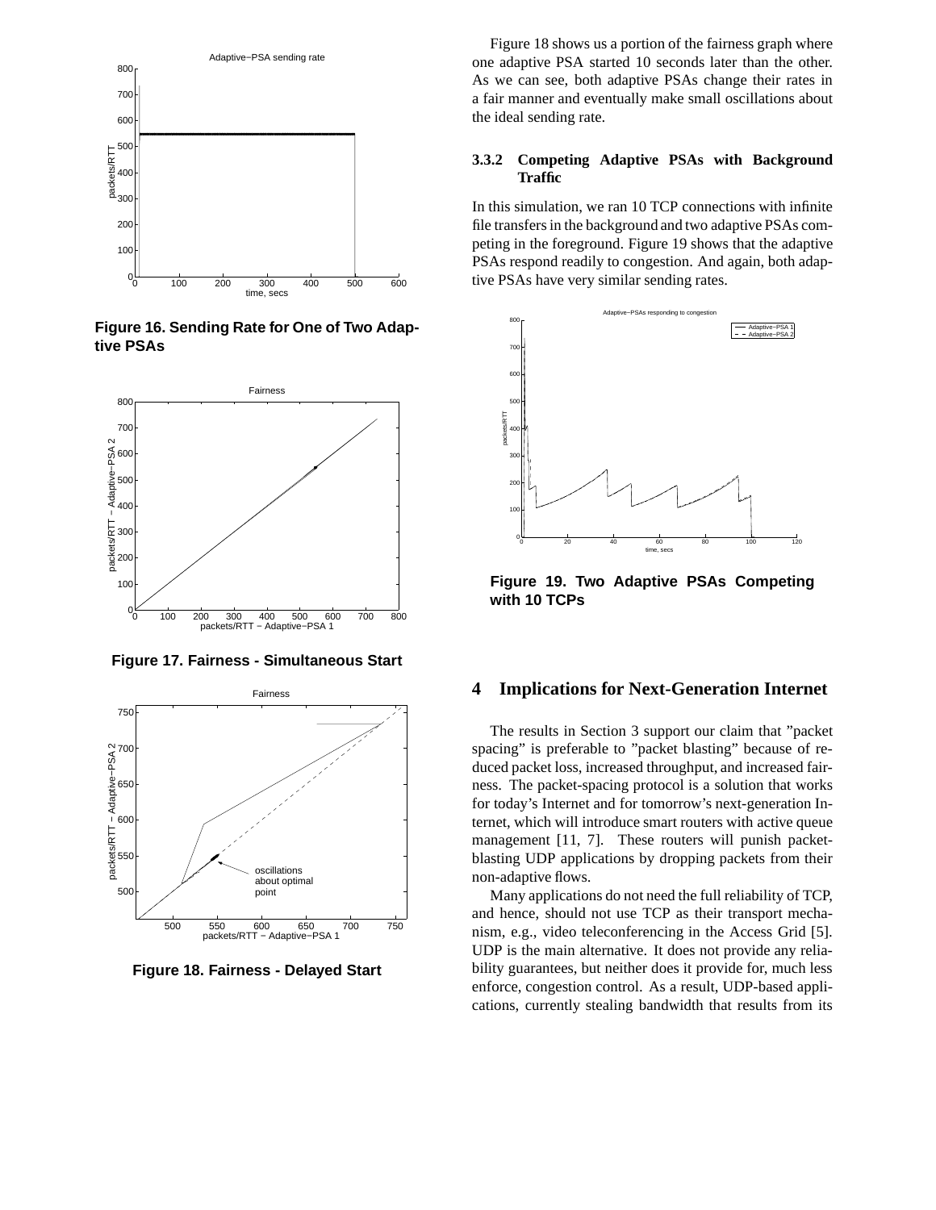Figure 16. Sending Rate for One of Two Adaptive PSAs

Figure 17. Fairness - Simultaneous Start

Figure 18. Fairness - Delayed Start

Figure 18 shows us a portion of the fairness graph where one adaptive PSA started 10 seconds later than the other. As we can see, both adaptive PSAs change their rates in a fair manner and eventually make small oscillations about the ideal sending rate.

### 3.3.2 Competing Adaptive PSAs with Background Traffic

In this simulation, we ran 10 TCP connections with infinite file transfers in the background and two adaptive PSAs competing in the foreground. Figure 19 shows that the adaptive PSAs respond readily to congestion. And again, both adaptive PSAs have very similar sending rates.

Figure 19. Two Adaptive PSAs Competing with 10 TCPs

## 4 Implications for Next-Generation Internet

The results in Section 3 support our claim that "packet spacing" is preferable to "packet blasting" because of reduced packet loss, increased throughput, and increased fairness. The packet-spacing protocol is a solution that works for today's Internet and for tomorrow's next-generation Internet, which will introduce smart routers with active queue management [11, 7]. These routers will punish packet-blasting UDP applications by dropping packets from their non-adaptive flows.

Many applications do not need the full reliability of TCP, and hence, should not use TCP as their transport mechanism, e.g., video teleconferencing in the Access Grid [5]. UDP is the main alternative. It does not provide any reliability guarantees, but neither does it provide for, much less enforce, congestion control. As a result, UDP-based applications, currently stealing bandwidth that results from its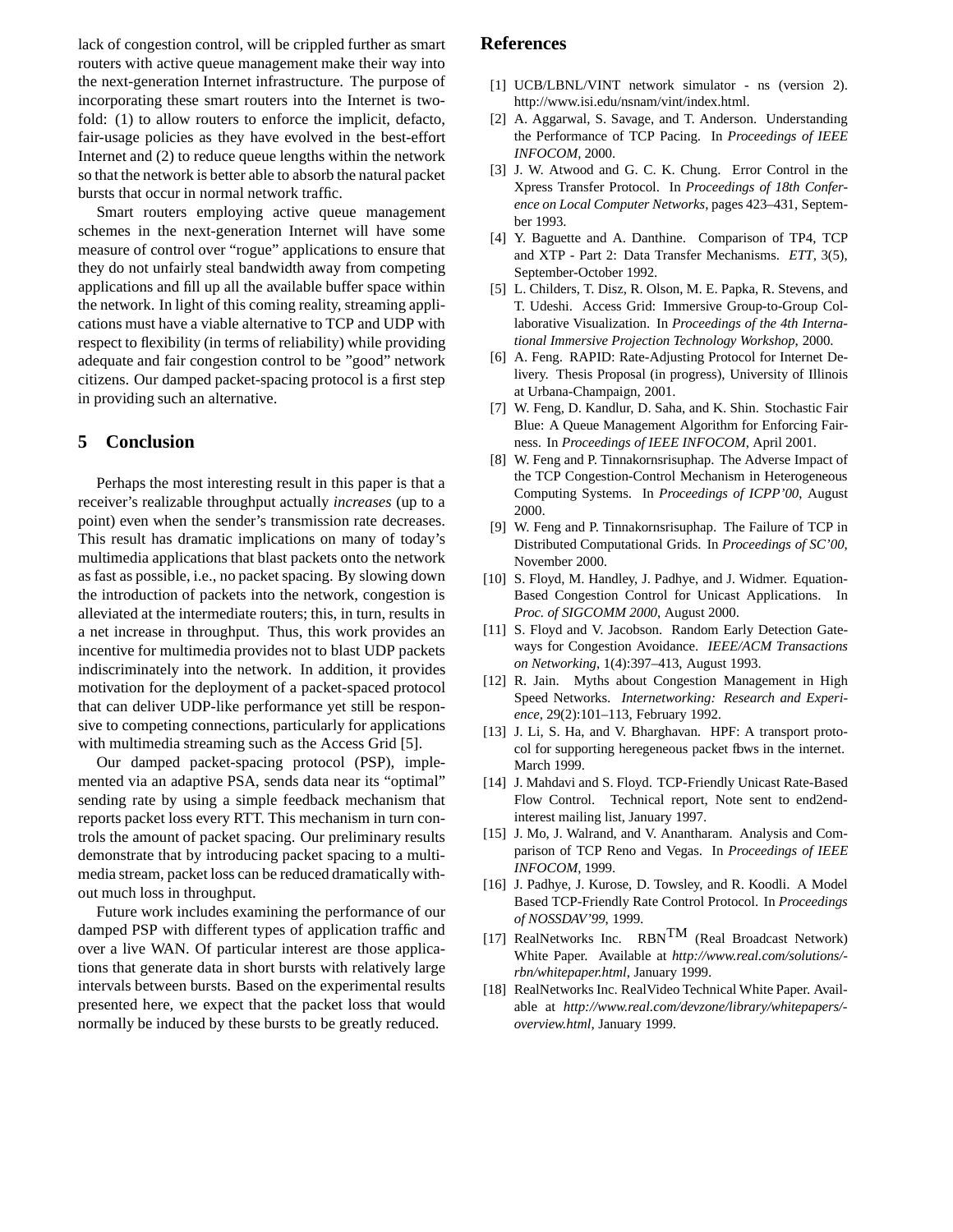lack of congestion control, will be crippled further as smart routers with active queue management make their way into the next-generation Internet infrastructure. The purpose of incorporating these smart routers into the Internet is two-fold: (1) to allow routers to enforce the implicit, defacto, fair-usage policies as they have evolved in the best-effort Internet and (2) to reduce queue lengths within the network so that the network is better able to absorb the natural packet bursts that occur in normal network traffic.

Smart routers employing active queue management schemes in the next-generation Internet will have some measure of control over "rogue" applications to ensure that they do not unfairly steal bandwidth away from competing applications and fill up all the available buffer space within the network. In light of this coming reality, streaming applications must have a viable alternative to TCP and UDP with respect to flexibility (in terms of reliability) while providing adequate and fair congestion control to be "good" network citizens. Our damped packet-spacing protocol is a first step in providing such an alternative.

## 5 Conclusion

Perhaps the most interesting result in this paper is that a receiver's realizable throughput actually *increases* (up to a point) even when the sender's transmission rate decreases. This result has dramatic implications on many of today's multimedia applications that blast packets onto the network as fast as possible, i.e., no packet spacing. By slowing down the introduction of packets into the network, congestion is alleviated at the intermediate routers; this, in turn, results in a net increase in throughput. Thus, this work provides an incentive for multimedia provides not to blast UDP packets indiscriminately into the network. In addition, it provides motivation for the deployment of a packet-spaced protocol that can deliver UDP-like performance yet still be responsive to competing connections, particularly for applications with multimedia streaming such as the Access Grid [5].

Our damped packet-spacing protocol (PSP), implemented via an adaptive PSA, sends data near its "optimal" sending rate by using a simple feedback mechanism that reports packet loss every RTT. This mechanism in turn controls the amount of packet spacing. Our preliminary results demonstrate that by introducing packet spacing to a multimedia stream, packet loss can be reduced dramatically without much loss in throughput.

Future work includes examining the performance of our damped PSP with different types of application traffic and over a live WAN. Of particular interest are those applications that generate data in short bursts with relatively large intervals between bursts. Based on the experimental results presented here, we expect that the packet loss that would normally be induced by these bursts to be greatly reduced.

## References

[1] UCB/LBNL/VINT network simulator - ns (version 2). http://www.isi.edu/nsnam/vint/index.html.

[2] A. Aggarwal, S. Savage, and T. Anderson. Understanding the Performance of TCP Pacing. In *Proceedings of IEEE INFOCOM*, 2000.

[3] J. W. Atwood and G. C. K. Chung. Error Control in the Xpress Transfer Protocol. In *Proceedings of 18th Conference on Local Computer Networks*, pages 423–431, September 1993.

[4] Y. Baguette and A. Danthine. Comparison of TP4, TCP and XTP - Part 2: Data Transfer Mechanisms. *ETT*, 3(5), September-October 1992.

[5] L. Childers, T. Disz, R. Olson, M. E. Papka, R. Stevens, and T. Udeshi. Access Grid: Immersive Group-to-Group Collaborative Visualization. In *Proceedings of the 4th International Immersive Projection Technology Workshop*, 2000.

[6] A. Feng. RAPID: Rate-Adjusting Protocol for Internet Delivery. Thesis Proposal (in progress), University of Illinois at Urbana-Champaign, 2001.

[7] W. Feng, D. Kandlur, D. Saha, and K. Shin. Stochastic Fair Blue: A Queue Management Algorithm for Enforcing Fairness. In *Proceedings of IEEE INFOCOM*, April 2001.

[8] W. Feng and P. Tinnakornsrisuphap. The Adverse Impact of the TCP Congestion-Control Mechanism in Heterogeneous Computing Systems. In *Proceedings of ICPP'00*, August 2000.

[9] W. Feng and P. Tinnakornsrisuphap. The Failure of TCP in Distributed Computational Grids. In *Proceedings of SC'00*, November 2000.

[10] S. Floyd, M. Handley, J. Padhye, and J. Widmer. Equation-Based Congestion Control for Unicast Applications. In *Proc. of SIGCOMM 2000*, August 2000.

[11] S. Floyd and V. Jacobson. Random Early Detection Gateways for Congestion Avoidance. *IEEE/ACM Transactions on Networking*, 1(4):397–413, August 1993.

[12] R. Jain. Myths about Congestion Management in High Speed Networks. *Internetworking: Research and Experience*, 29(2):101–113, February 1992.

[13] J. Li, S. Ha, and V. Bharghavan. HPF: A transport protocol for supporting heregeneous packet flows in the internet. March 1999.

[14] J. Mahdavi and S. Floyd. TCP-Friendly Unicast Rate-Based Flow Control. Technical report, Note sent to end2end-interest mailing list, January 1997.

[15] J. Mo, J. Walrand, and V. Anantharam. Analysis and Comparison of TCP Reno and Vegas. In *Proceedings of IEEE INFOCOM*, 1999.

[16] J. Padhye, J. Kurose, D. Towsley, and R. Koodli. A Model Based TCP-Friendly Rate Control Protocol. In *Proceedings of NOSSDAV'99*, 1999.

[17] RealNetworks Inc. RBN™ (Real Broadcast Network) White Paper. Available at *http://www.real.com/solutions/-rbn/whitepaper.html*, January 1999.

[18] RealNetworks Inc. RealVideo Technical White Paper. Available at *http://www.real.com/devzone/library/whitepapers/-overview.html*, January 1999.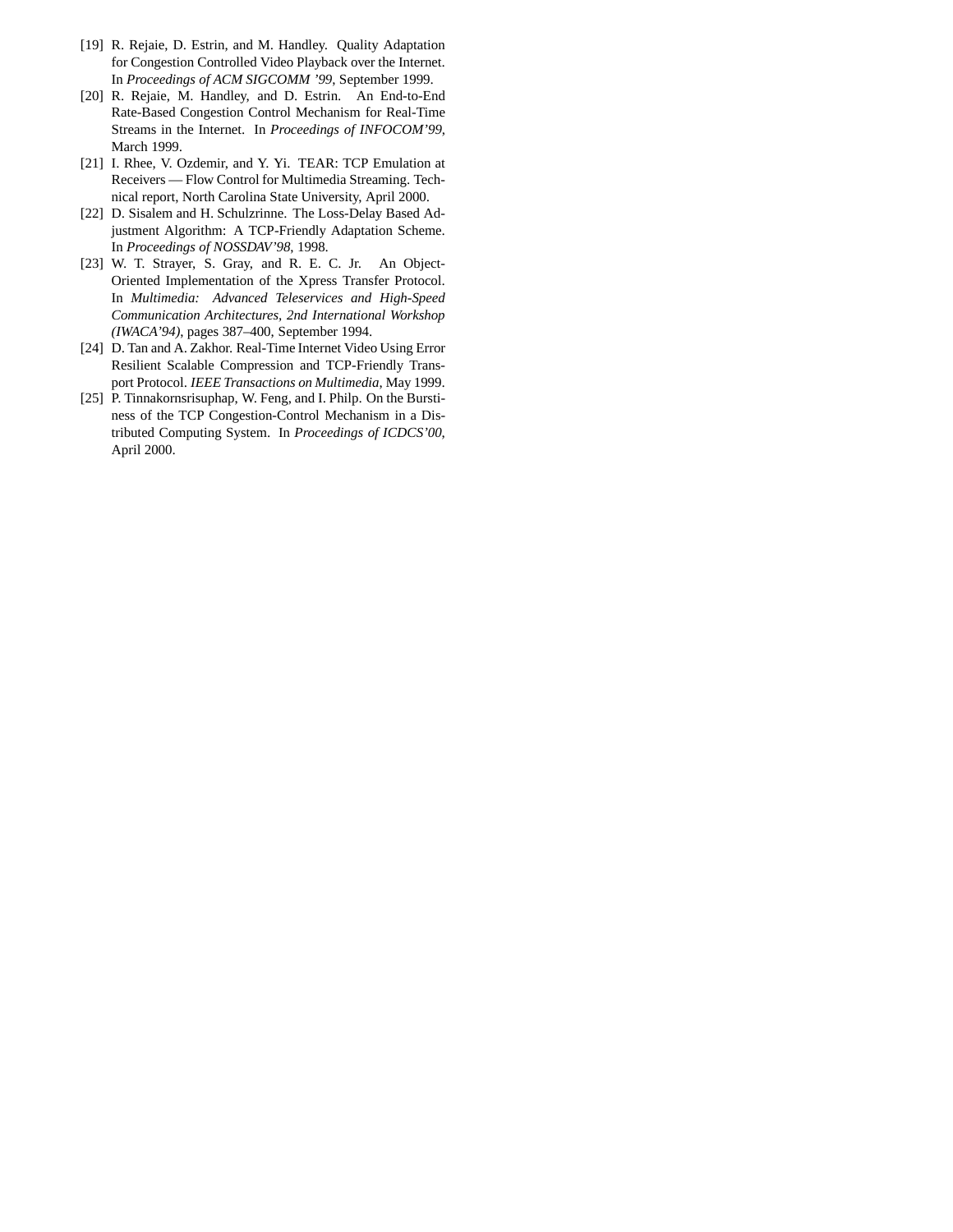[19] R. Rejaie, D. Estrin, and M. Handley. Quality Adaptation for Congestion Controlled Video Playback over the Internet. In *Proceedings of ACM SIGCOMM '99*, September 1999.

[20] R. Rejaie, M. Handley, and D. Estrin. An End-to-End Rate-Based Congestion Control Mechanism for Real-Time Streams in the Internet. In *Proceedings of INFOCOM'99*, March 1999.

[21] I. Rhee, V. Ozdemir, and Y. Yi. TEAR: TCP Emulation at Receivers — Flow Control for Multimedia Streaming. Technical report, North Carolina State University, April 2000.

[22] D. Sisalem and H. Schulzrinne. The Loss-Delay Based Adjustment Algorithm: A TCP-Friendly Adaptation Scheme. In *Proceedings of NOSSDAV'98*, 1998.

[23] W. T. Strayer, S. Gray, and R. E. C. Jr. An Object-Oriented Implementation of the Xpress Transfer Protocol. In *Multimedia: Advanced Teleservices and High-Speed Communication Architectures, 2nd International Workshop (IWACA'94)*, pages 387–400, September 1994.

[24] D. Tan and A. Zakhor. Real-Time Internet Video Using Error Resilient Scalable Compression and TCP-Friendly Transport Protocol. *IEEE Transactions on Multimedia*, May 1999.

[25] P. Tinnakornsrisuphap, W. Feng, and I. Philp. On the Burstiness of the TCP Congestion-Control Mechanism in a Distributed Computing System. In *Proceedings of ICDCS'00*, April 2000.